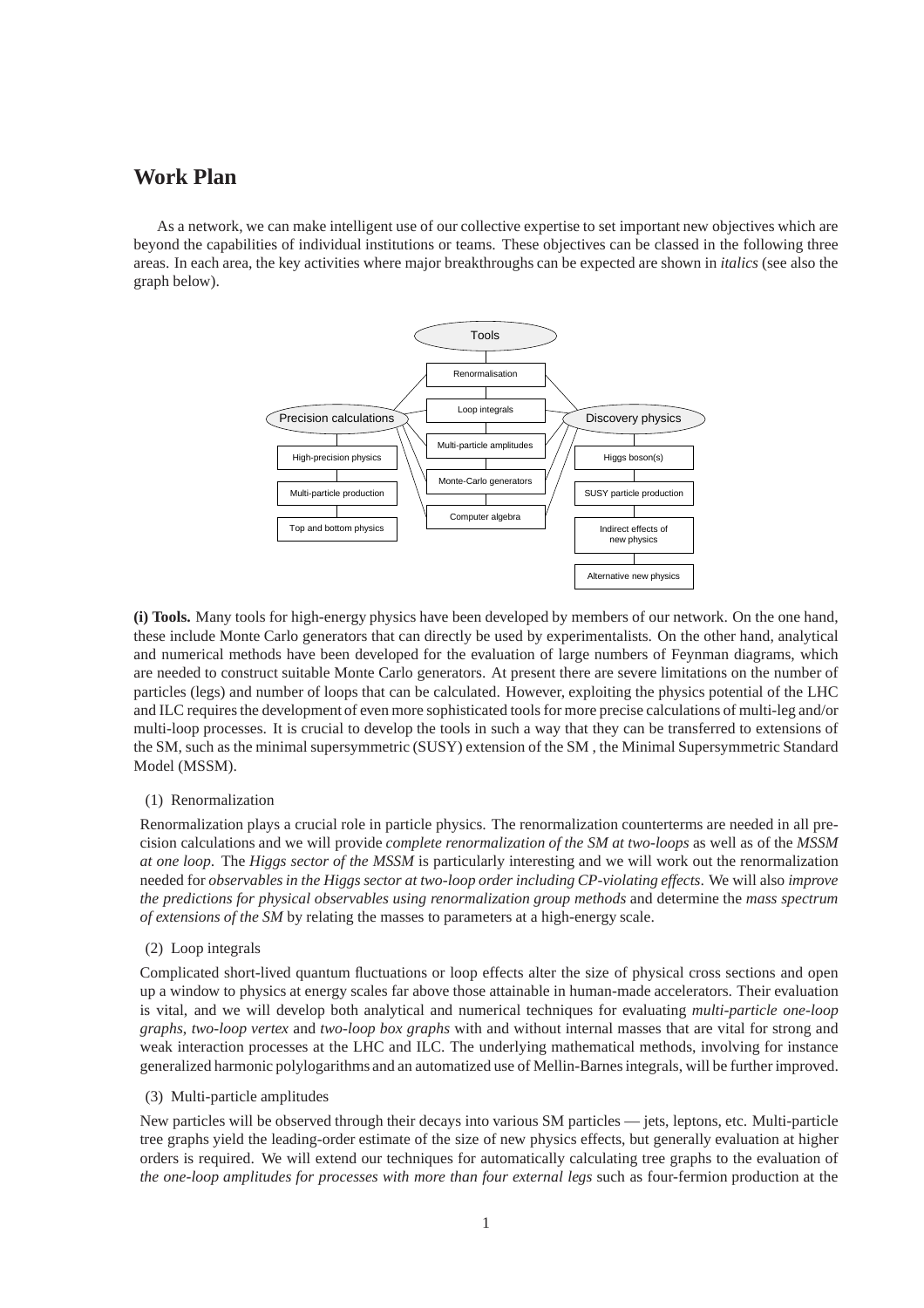## Work Plan

As a network, we can make intelligent use of our collective expertise to set important new objectives which are beyond the capabilities of individual institutions or teams. These objectives can be classed in the following three areas. In each area, the key activities where major breakthroughs can be expected are shown in *italics* (see also the graph below).

**(i) Tools.** Many tools for high-energy physics have been developed by members of our network. On the one hand, these include Monte Carlo generators that can directly be used by experimentalists. On the other hand, analytical and numerical methods have been developed for the evaluation of large numbers of Feynman diagrams, which are needed to construct suitable Monte Carlo generators. At present there are severe limitations on the number of particles (legs) and number of loops that can be calculated. However, exploiting the physics potential of the LHC and ILC requires the development of even more sophisticated tools for more precise calculations of multi-leg and/or multi-loop processes. It is crucial to develop the tools in such a way that they can be transferred to extensions of the SM, such as the minimal supersymmetric (SUSY) extension of the SM , the Minimal Supersymmetric Standard Model (MSSM).

(1) Renormalization

Renormalization plays a crucial role in particle physics. The renormalization counterterms are needed in all precision calculations and we will provide *complete renormalization of the SM at two-loops* as well as of the *MSSM at one loop*. The *Higgs sector of the MSSM* is particularly interesting and we will work out the renormalization needed for *observables in the Higgs sector at two-loop order including CP-violating effects*. We will also *improve the predictions for physical observables using renormalization group methods* and determine the *mass spectrum of extensions of the SM* by relating the masses to parameters at a high-energy scale.

(2) Loop integrals

Complicated short-lived quantum fluctuations or loop effects alter the size of physical cross sections and open up a window to physics at energy scales far above those attainable in human-made accelerators. Their evaluation is vital, and we will develop both analytical and numerical techniques for evaluating *multi-particle one-loop graphs*, *two-loop vertex* and *two-loop box graphs* with and without internal masses that are vital for strong and weak interaction processes at the LHC and ILC. The underlying mathematical methods, involving for instance generalized harmonic polylogarithms and an automatized use of Mellin-Barnes integrals, will be further improved.

(3) Multi-particle amplitudes

New particles will be observed through their decays into various SM particles — jets, leptons, etc. Multi-particle tree graphs yield the leading-order estimate of the size of new physics effects, but generally evaluation at higher orders is required. We will extend our techniques for automatically calculating tree graphs to the evaluation of *the one-loop amplitudes for processes with more than four external legs* such as four-fermion production at the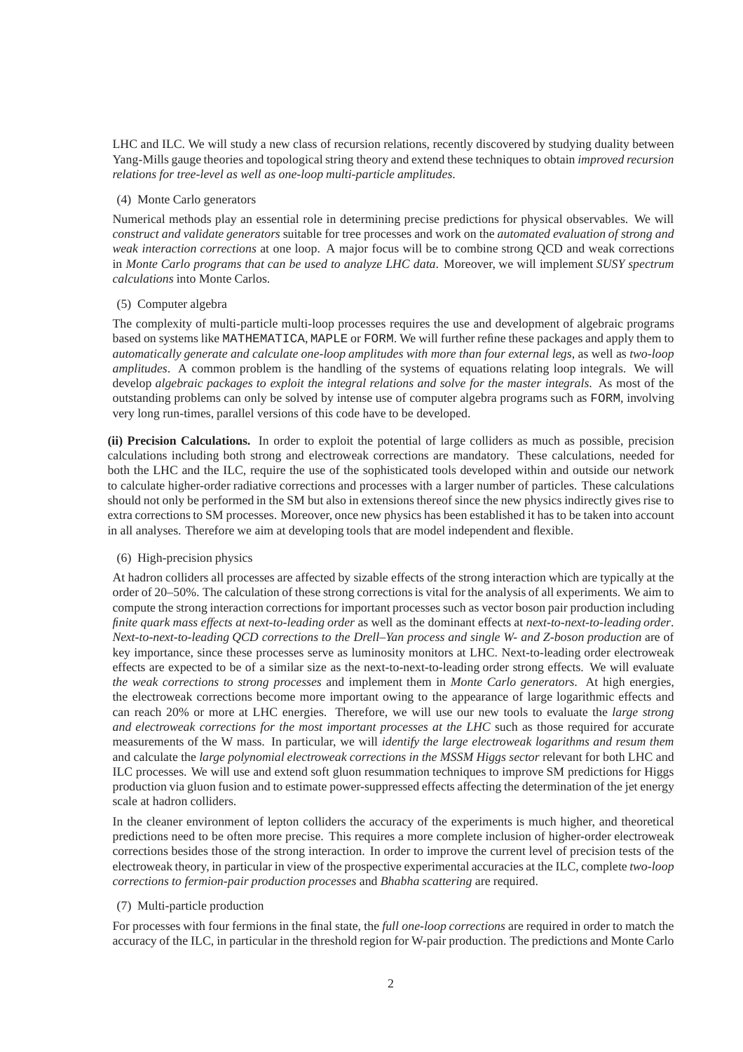LHC and ILC. We will study a new class of recursion relations, recently discovered by studying duality between Yang-Mills gauge theories and topological string theory and extend these techniques to obtain *improved recursion relations for tree-level as well as one-loop multi-particle amplitudes*.

(4) Monte Carlo generators

Numerical methods play an essential role in determining precise predictions for physical observables. We will *construct and validate generators* suitable for tree processes and work on the *automated evaluation of strong and weak interaction corrections* at one loop. A major focus will be to combine strong QCD and weak corrections in *Monte Carlo programs that can be used to analyze LHC data*. Moreover, we will implement *SUSY spectrum calculations* into Monte Carlos.

(5) Computer algebra

The complexity of multi-particle multi-loop processes requires the use and development of algebraic programs based on systems like `MATHEMATICA`, `MAPLE` or `FORM`. We will further refine these packages and apply them to *automatically generate and calculate one-loop amplitudes with more than four external legs*, as well as *two-loop amplitudes*. A common problem is the handling of the systems of equations relating loop integrals. We will develop *algebraic packages to exploit the integral relations and solve for the master integrals*. As most of the outstanding problems can only be solved by intense use of computer algebra programs such as `FORM`, involving very long run-times, parallel versions of this code have to be developed.

**(ii) Precision Calculations.** In order to exploit the potential of large colliders as much as possible, precision calculations including both strong and electroweak corrections are mandatory. These calculations, needed for both the LHC and the ILC, require the use of the sophisticated tools developed within and outside our network to calculate higher-order radiative corrections and processes with a larger number of particles. These calculations should not only be performed in the SM but also in extensions thereof since the new physics indirectly gives rise to extra corrections to SM processes. Moreover, once new physics has been established it has to be taken into account in all analyses. Therefore we aim at developing tools that are model independent and flexible.

(6) High-precision physics

At hadron colliders all processes are affected by sizable effects of the strong interaction which are typically at the order of 20–50%. The calculation of these strong corrections is vital for the analysis of all experiments. We aim to compute the strong interaction corrections for important processes such as vector boson pair production including *finite quark mass effects at next-to-leading order* as well as the dominant effects at *next-to-next-to-leading order*. *Next-to-next-to-leading QCD corrections to the Drell–Yan process and single W- and Z-boson production* are of key importance, since these processes serve as luminosity monitors at LHC. Next-to-leading order electroweak effects are expected to be of a similar size as the next-to-next-to-leading order strong effects. We will evaluate *the weak corrections to strong processes* and implement them in *Monte Carlo generators*. At high energies, the electroweak corrections become more important owing to the appearance of large logarithmic effects and can reach 20% or more at LHC energies. Therefore, we will use our new tools to evaluate the *large strong and electroweak corrections for the most important processes at the LHC* such as those required for accurate measurements of the W mass. In particular, we will *identify the large electroweak logarithms and resum them* and calculate the *large polynomial electroweak corrections in the MSSM Higgs sector* relevant for both LHC and ILC processes. We will use and extend soft gluon resummation techniques to improve SM predictions for Higgs production via gluon fusion and to estimate power-suppressed effects affecting the determination of the jet energy scale at hadron colliders.

In the cleaner environment of lepton colliders the accuracy of the experiments is much higher, and theoretical predictions need to be often more precise. This requires a more complete inclusion of higher-order electroweak corrections besides those of the strong interaction. In order to improve the current level of precision tests of the electroweak theory, in particular in view of the prospective experimental accuracies at the ILC, complete *two-loop corrections to fermion-pair production processes* and *Bhabha scattering* are required.

(7) Multi-particle production

For processes with four fermions in the final state, the *full one-loop corrections* are required in order to match the accuracy of the ILC, in particular in the threshold region for W-pair production. The predictions and Monte Carlo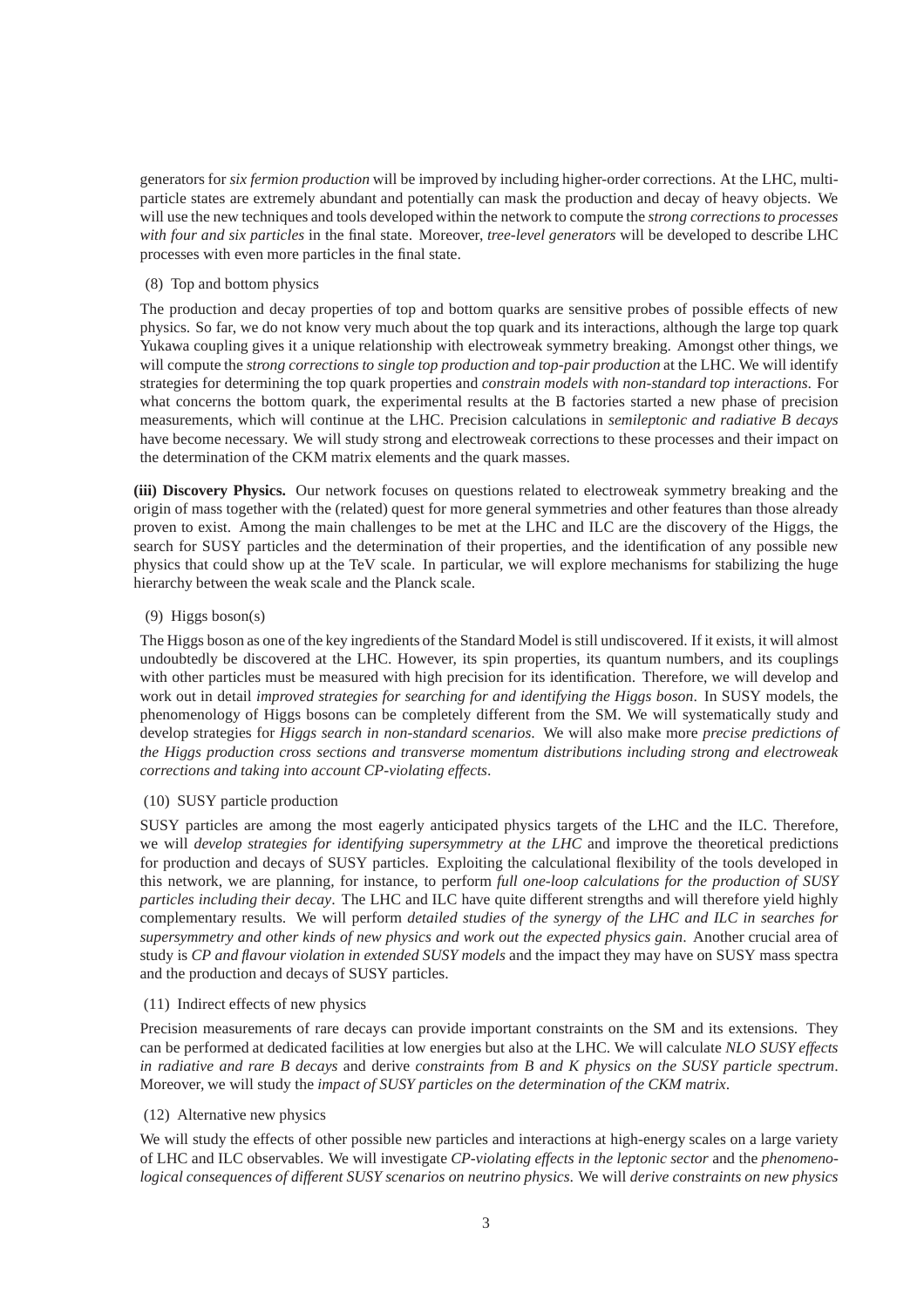generators for *six fermion production* will be improved by including higher-order corrections. At the LHC, multi-particle states are extremely abundant and potentially can mask the production and decay of heavy objects. We will use the new techniques and tools developed within the network to compute the *strong corrections to processes with four and six particles* in the final state. Moreover, *tree-level generators* will be developed to describe LHC processes with even more particles in the final state.

(8) Top and bottom physics

The production and decay properties of top and bottom quarks are sensitive probes of possible effects of new physics. So far, we do not know very much about the top quark and its interactions, although the large top quark Yukawa coupling gives it a unique relationship with electroweak symmetry breaking. Amongst other things, we will compute the *strong corrections to single top production and top-pair production* at the LHC. We will identify strategies for determining the top quark properties and *constrain models with non-standard top interactions*. For what concerns the bottom quark, the experimental results at the B factories started a new phase of precision measurements, which will continue at the LHC. Precision calculations in *semileptonic and radiative B decays* have become necessary. We will study strong and electroweak corrections to these processes and their impact on the determination of the CKM matrix elements and the quark masses.

**(iii) Discovery Physics.** Our network focuses on questions related to electroweak symmetry breaking and the origin of mass together with the (related) quest for more general symmetries and other features than those already proven to exist. Among the main challenges to be met at the LHC and ILC are the discovery of the Higgs, the search for SUSY particles and the determination of their properties, and the identification of any possible new physics that could show up at the TeV scale. In particular, we will explore mechanisms for stabilizing the huge hierarchy between the weak scale and the Planck scale.

(9) Higgs boson(s)

The Higgs boson as one of the key ingredients of the Standard Model is still undiscovered. If it exists, it will almost undoubtedly be discovered at the LHC. However, its spin properties, its quantum numbers, and its couplings with other particles must be measured with high precision for its identification. Therefore, we will develop and work out in detail *improved strategies for searching for and identifying the Higgs boson*. In SUSY models, the phenomenology of Higgs bosons can be completely different from the SM. We will systematically study and develop strategies for *Higgs search in non-standard scenarios*. We will also make more *precise predictions of the Higgs production cross sections and transverse momentum distributions including strong and electroweak corrections and taking into account CP-violating effects*.

(10) SUSY particle production

SUSY particles are among the most eagerly anticipated physics targets of the LHC and the ILC. Therefore, we will *develop strategies for identifying supersymmetry at the LHC* and improve the theoretical predictions for production and decays of SUSY particles. Exploiting the calculational flexibility of the tools developed in this network, we are planning, for instance, to perform *full one-loop calculations for the production of SUSY particles including their decay*. The LHC and ILC have quite different strengths and will therefore yield highly complementary results. We will perform *detailed studies of the synergy of the LHC and ILC in searches for supersymmetry and other kinds of new physics and work out the expected physics gain*. Another crucial area of study is *CP and flavour violation in extended SUSY models* and the impact they may have on SUSY mass spectra and the production and decays of SUSY particles.

(11) Indirect effects of new physics

Precision measurements of rare decays can provide important constraints on the SM and its extensions. They can be performed at dedicated facilities at low energies but also at the LHC. We will calculate *NLO SUSY effects in radiative and rare B decays* and derive *constraints from B and K physics on the SUSY particle spectrum*. Moreover, we will study the *impact of SUSY particles on the determination of the CKM matrix*.

(12) Alternative new physics

We will study the effects of other possible new particles and interactions at high-energy scales on a large variety of LHC and ILC observables. We will investigate *CP-violating effects in the leptonic sector* and the *phenomenological consequences of different SUSY scenarios on neutrino physics*. We will *derive constraints on new physics*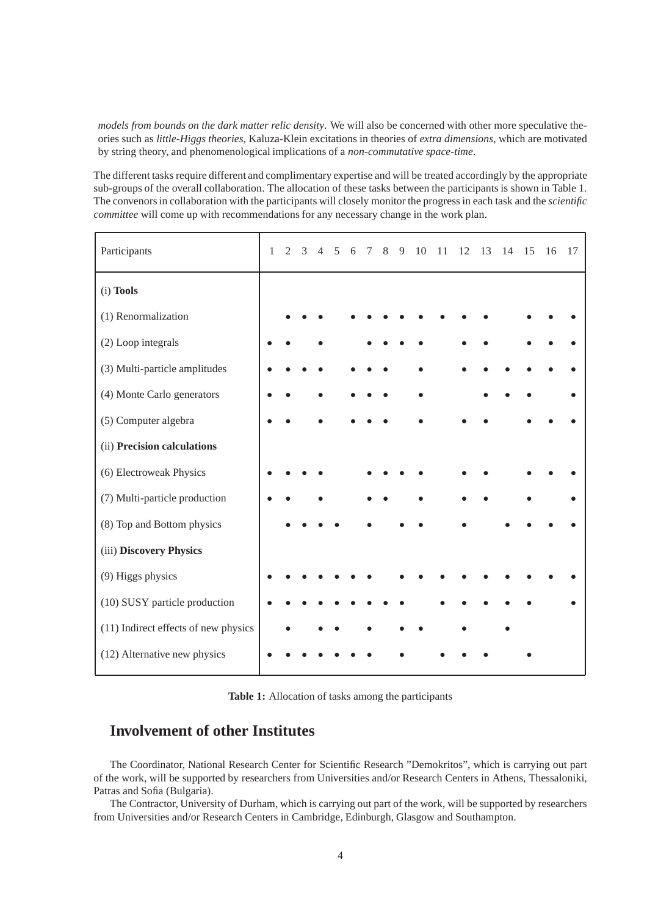*models from bounds on the dark matter relic density*. We will also be concerned with other more speculative theories such as *little-Higgs theories*, Kaluza-Klein excitations in theories of *extra dimensions*, which are motivated by string theory, and phenomenological implications of a *non-commutative space-time*.

The different tasks require different and complimentary expertise and will be treated accordingly by the appropriate sub-groups of the overall collaboration. The allocation of these tasks between the participants is shown in Table 1. The convenors in collaboration with the participants will closely monitor the progress in each task and the *scientific committee* will come up with recommendations for any necessary change in the work plan.

| Participants | 1 | 2 | 3 | 4 | 5 | 6 | 7 | 8 | 9 | 10 | 11 | 12 | 13 | 14 | 15 | 16 | 17 |
|---|---|---|---|---|---|---|---|---|---|---|---|---|---|---|---|---|---|
| (i) **Tools** | | | | | | | | | | | | | | | | | |
| (1) Renormalization | | • | • | • | | • | • | • | • | • | • | • | • | | • | • | • |
| (2) Loop integrals | • | • | | • | | | • | • | • | • | | • | • | | • | • | • |
| (3) Multi-particle amplitudes | • | • | • | • | | • | • | • | | • | | • | • | • | • | • | • |
| (4) Monte Carlo generators | • | • | | • | | • | • | • | | • | | | • | • | • | | • |
| (5) Computer algebra | • | • | | • | | • | • | • | | • | | • | • | | • | • | • |
| (ii) **Precision calculations** | | | | | | | | | | | | | | | | | |
| (6) Electroweak Physics | • | • | • | • | | | • | • | • | • | | • | • | | • | • | • |
| (7) Multi-particle production | • | • | | • | | | • | • | | • | | • | • | | • | | • |
| (8) Top and Bottom physics | | • | • | • | • | | • | | • | • | | • | | • | • | • | • |
| (iii) **Discovery Physics** | | | | | | | | | | | | | | | | | |
| (9) Higgs physics | • | • | • | • | • | • | • | | • | • | • | • | • | • | • | • | • |
| (10) SUSY particle production | • | • | • | • | • | • | • | • | • | | • | • | • | • | • | | • |
| (11) Indirect effects of new physics | | • | | • | • | | • | | • | • | | • | | • | | | |
| (12) Alternative new physics | • | • | • | • | • | • | • | | • | | • | • | • | | • | | |

**Table 1:** Allocation of tasks among the participants

## Involvement of other Institutes

The Coordinator, National Research Center for Scientific Research "Demokritos", which is carrying out part of the work, will be supported by researchers from Universities and/or Research Centers in Athens, Thessaloniki, Patras and Sofia (Bulgaria).

The Contractor, University of Durham, which is carrying out part of the work, will be supported by researchers from Universities and/or Research Centers in Cambridge, Edinburgh, Glasgow and Southampton.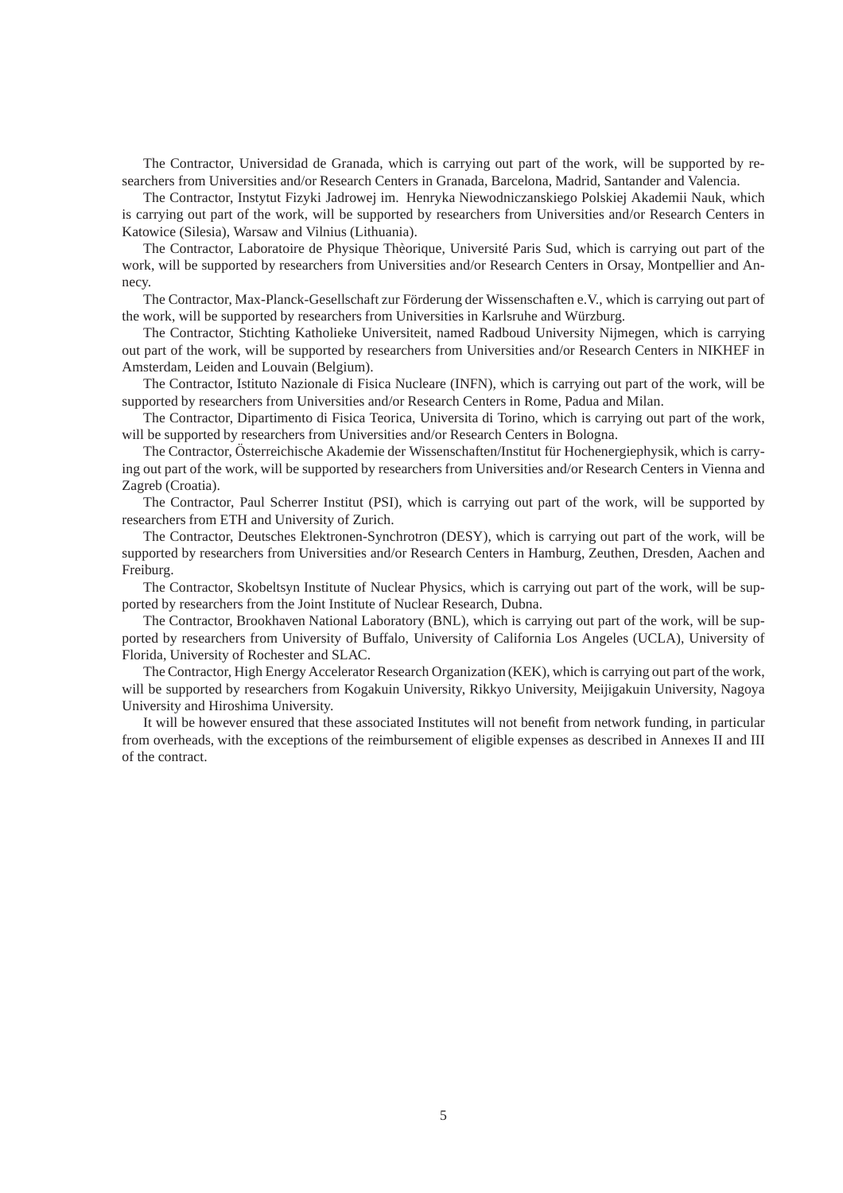The Contractor, Universidad de Granada, which is carrying out part of the work, will be supported by researchers from Universities and/or Research Centers in Granada, Barcelona, Madrid, Santander and Valencia.

The Contractor, Instytut Fizyki Jadrowej im. Henryka Niewodniczanskiego Polskiej Akademii Nauk, which is carrying out part of the work, will be supported by researchers from Universities and/or Research Centers in Katowice (Silesia), Warsaw and Vilnius (Lithuania).

The Contractor, Laboratoire de Physique Thèorique, Université Paris Sud, which is carrying out part of the work, will be supported by researchers from Universities and/or Research Centers in Orsay, Montpellier and Annecy.

The Contractor, Max-Planck-Gesellschaft zur Förderung der Wissenschaften e.V., which is carrying out part of the work, will be supported by researchers from Universities in Karlsruhe and Würzburg.

The Contractor, Stichting Katholieke Universiteit, named Radboud University Nijmegen, which is carrying out part of the work, will be supported by researchers from Universities and/or Research Centers in NIKHEF in Amsterdam, Leiden and Louvain (Belgium).

The Contractor, Istituto Nazionale di Fisica Nucleare (INFN), which is carrying out part of the work, will be supported by researchers from Universities and/or Research Centers in Rome, Padua and Milan.

The Contractor, Dipartimento di Fisica Teorica, Universita di Torino, which is carrying out part of the work, will be supported by researchers from Universities and/or Research Centers in Bologna.

The Contractor, Österreichische Akademie der Wissenschaften/Institut für Hochenergiephysik, which is carrying out part of the work, will be supported by researchers from Universities and/or Research Centers in Vienna and Zagreb (Croatia).

The Contractor, Paul Scherrer Institut (PSI), which is carrying out part of the work, will be supported by researchers from ETH and University of Zurich.

The Contractor, Deutsches Elektronen-Synchrotron (DESY), which is carrying out part of the work, will be supported by researchers from Universities and/or Research Centers in Hamburg, Zeuthen, Dresden, Aachen and Freiburg.

The Contractor, Skobeltsyn Institute of Nuclear Physics, which is carrying out part of the work, will be supported by researchers from the Joint Institute of Nuclear Research, Dubna.

The Contractor, Brookhaven National Laboratory (BNL), which is carrying out part of the work, will be supported by researchers from University of Buffalo, University of California Los Angeles (UCLA), University of Florida, University of Rochester and SLAC.

The Contractor, High Energy Accelerator Research Organization (KEK), which is carrying out part of the work, will be supported by researchers from Kogakuin University, Rikkyo University, Meijigakuin University, Nagoya University and Hiroshima University.

It will be however ensured that these associated Institutes will not benefit from network funding, in particular from overheads, with the exceptions of the reimbursement of eligible expenses as described in Annexes II and III of the contract.